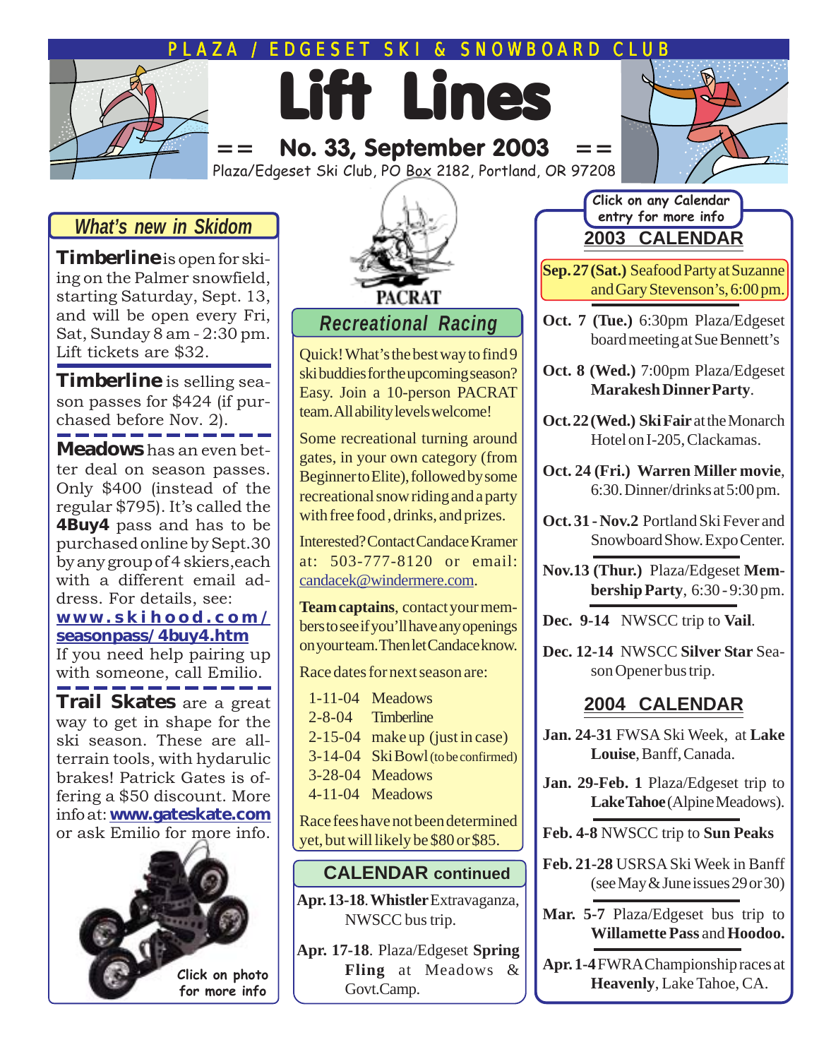PLAZA / EDGESET SKI & SNOWBOARD CLUB

# Lift Lines

== No. 33, September 2003 ==

Plaza/Edgeset Ski Club, PO Box 2182, Portland, OR 97208

## What's new in Skidom

**Timberline** is open for skiing on the Palmer snowfield, starting Saturday, Sept. 13, and will be open every Fri, Sat, Sunday 8 am - 2:30 pm. Lift tickets are $32.

**Timberline** is selling season passes for $424 (if purchased before Nov. 2).

**Meadows** has an even better deal on season passes. Only $400 (instead of the regular $795). It's called the **4Buy4** pass and has to be purchased online by Sept.30 by any group of 4 skiers, each with a different email address. For details, see: **www.skihood.com/seasonpass/4buy4.htm** If you need help pairing up with someone, call Emilio.

**Trail Skates** are a great way to get in shape for the ski season. These are all-terrain tools, with hydarulic brakes! Patrick Gates is offering a $50 discount. More info at: **www.gateskate.com** or ask Emilio for more info.

Click on photo for more info

PACRAT

## Recreational Racing

Quick! What's the best way to find 9 ski buddies for the upcoming season? Easy. Join a 10-person PACRAT team. All ability levels welcome!

Some recreational turning around gates, in your own category (from Beginner to Elite), followed by some recreational snow riding and a party with free food, drinks, and prizes.

Interested? Contact Candace Kramer at: 503-777-8120 or email: candacek@windermere.com.

**Team captains**, contact your members to see if you'll have any openings on your team. Then let Candace know.

Race dates for next season are:

| | |
|---|---|
| 1-11-04 | Meadows |
| 2-8-04 | Timberline |
| 2-15-04 | make up (just in case) |
| 3-14-04 | Ski Bowl (to be confirmed) |
| 3-28-04 | Meadows |
| 4-11-04 | Meadows |

Race fees have not been determined yet, but will likely be $80 or $85.

## CALENDAR continued

**Apr. 13-18**. **Whistler** Extravaganza, NWSCC bus trip.

**Apr. 17-18**. Plaza/Edgeset **Spring Fling** at Meadows & Govt.Camp.

Click on any Calendar entry for more info

## 2003 CALENDAR

**Sep. 27 (Sat.)** Seafood Party at Suzanne and Gary Stevenson's, 6:00 pm.

**Oct. 7 (Tue.)** 6:30pm Plaza/Edgeset board meeting at Sue Bennett's

**Oct. 8 (Wed.)** 7:00pm Plaza/Edgeset **Marakesh Dinner Party**.

**Oct. 22 (Wed.) Ski Fair** at the Monarch Hotel on I-205, Clackamas.

**Oct. 24 (Fri.) Warren Miller movie**, 6:30. Dinner/drinks at 5:00 pm.

**Oct. 31 - Nov. 2** Portland Ski Fever and Snowboard Show. Expo Center.

**Nov. 13 (Thur.)** Plaza/Edgeset **Membership Party**, 6:30 - 9:30 pm.

**Dec. 9-14** NWSCC trip to **Vail**.

**Dec. 12-14** NWSCC **Silver Star** Season Opener bus trip.

## 2004 CALENDAR

**Jan. 24-31** FWSA Ski Week, at **Lake Louise**, Banff, Canada.

**Jan. 29-Feb. 1** Plaza/Edgeset trip to **Lake Tahoe** (Alpine Meadows).

**Feb. 4-8** NWSCC trip to **Sun Peaks**

**Feb. 21-28** USRSA Ski Week in Banff (see May & June issues 29 or 30)

**Mar. 5-7** Plaza/Edgeset bus trip to **Willamette Pass** and **Hoodoo.**

**Apr. 1-4** FWRA Championship races at **Heavenly**, Lake Tahoe, CA.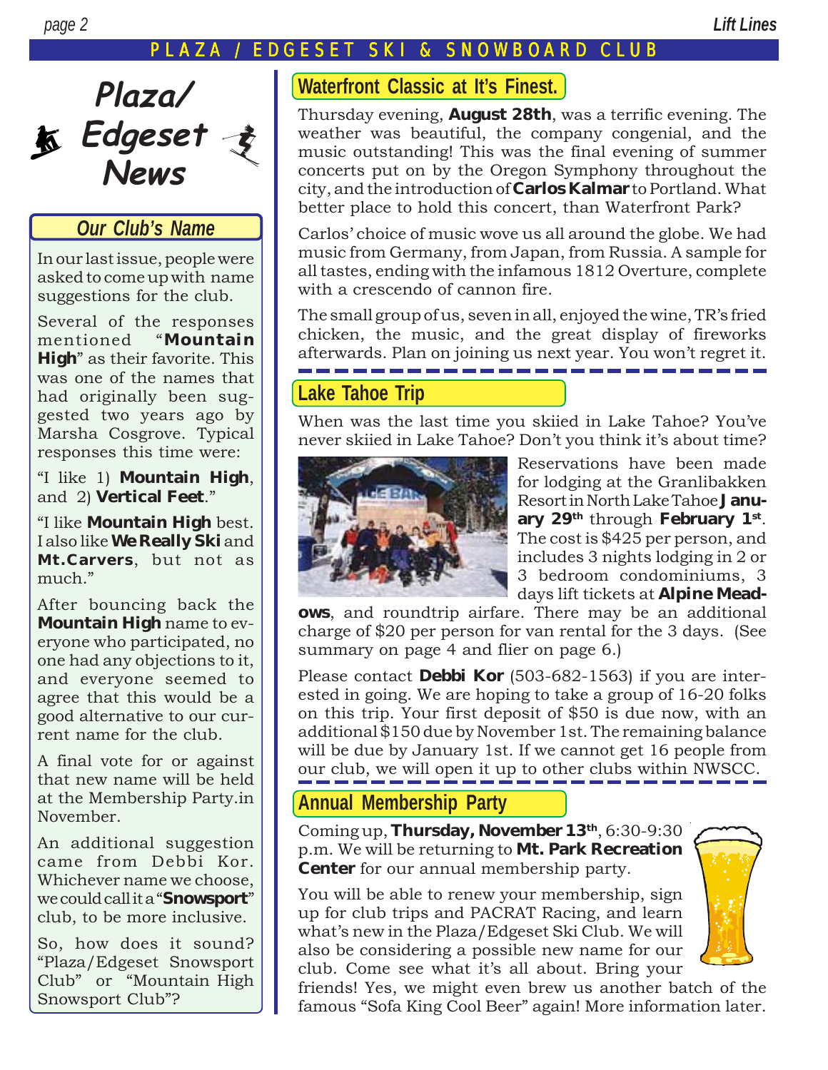# Plaza/ Edgeset News

## Our Club's Name

In our last issue, people were asked to come up with name suggestions for the club.

Several of the responses mentioned "**Mountain High**" as their favorite. This was one of the names that had originally been suggested two years ago by Marsha Cosgrove. Typical responses this time were:

"I like 1) **Mountain High**, and 2) **Vertical Feet**."

"I like **Mountain High** best. I also like **We Really Ski** and **Mt.Carvers**, but not as much."

After bouncing back the **Mountain High** name to everyone who participated, no one had any objections to it, and everyone seemed to agree that this would be a good alternative to our current name for the club.

A final vote for or against that new name will be held at the Membership Party.in November.

An additional suggestion came from Debbi Kor. Whichever name we choose, we could call it a "**Snowsport**" club, to be more inclusive.

So, how does it sound? "Plaza/Edgeset Snowsport Club" or "Mountain High Snowsport Club"?

## Waterfront Classic at It's Finest.

Thursday evening, **August 28th**, was a terrific evening. The weather was beautiful, the company congenial, and the music outstanding! This was the final evening of summer concerts put on by the Oregon Symphony throughout the city, and the introduction of **Carlos Kalmar** to Portland. What better place to hold this concert, than Waterfront Park?

Carlos' choice of music wove us all around the globe. We had music from Germany, from Japan, from Russia. A sample for all tastes, ending with the infamous 1812 Overture, complete with a crescendo of cannon fire.

The small group of us, seven in all, enjoyed the wine, TR's fried chicken, the music, and the great display of fireworks afterwards. Plan on joining us next year. You won't regret it.

## Lake Tahoe Trip

When was the last time you skiied in Lake Tahoe? You've never skiied in Lake Tahoe? Don't you think it's about time?

Reservations have been made for lodging at the Granlibakken Resort in North Lake Tahoe **January 29th** through **February 1st**. The cost is $425 per person, and includes 3 nights lodging in 2 or 3 bedroom condominiums, 3 days lift tickets at **Alpine Meadows**, and roundtrip airfare. There may be an additional charge of $20 per person for van rental for the 3 days. (See summary on page 4 and flier on page 6.)

Please contact **Debbi Kor** (503-682-1563) if you are interested in going. We are hoping to take a group of 16-20 folks on this trip. Your first deposit of $50 is due now, with an additional $150 due by November 1st. The remaining balance will be due by January 1st. If we cannot get 16 people from our club, we will open it up to other clubs within NWSCC.

## Annual Membership Party

Coming up, **Thursday, November 13th**, 6:30-9:30 p.m. We will be returning to **Mt. Park Recreation Center** for our annual membership party.

You will be able to renew your membership, sign up for club trips and PACRAT Racing, and learn what's new in the Plaza/Edgeset Ski Club. We will also be considering a possible new name for our club. Come see what it's all about. Bring your friends! Yes, we might even brew us another batch of the famous "Sofa King Cool Beer" again! More information later.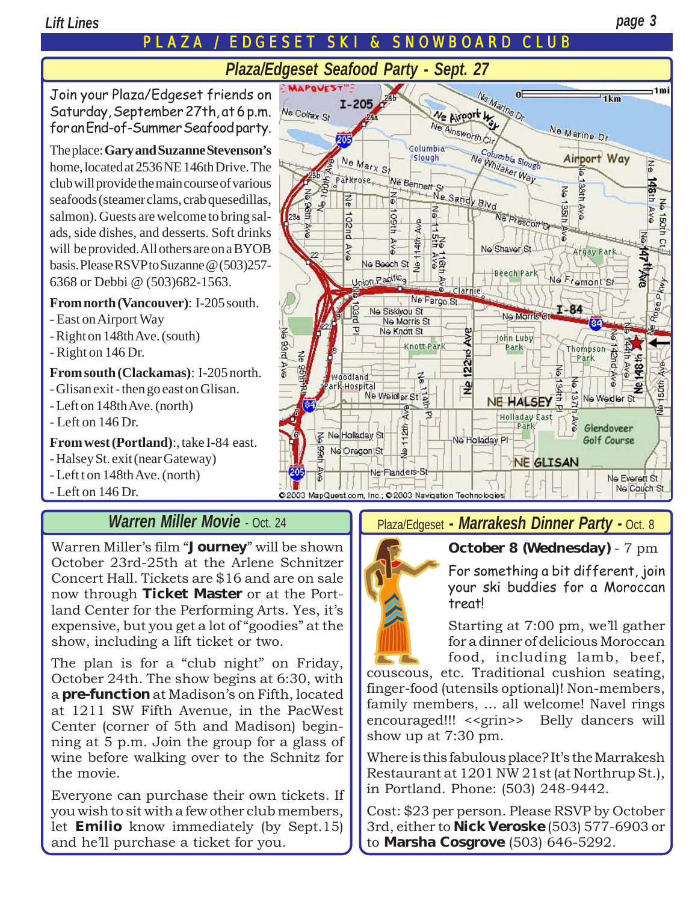## PLAZA / EDGESET SKI & SNOWBOARD CLUB

### *Plaza/Edgeset Seafood Party - Sept. 27*

Join your Plaza/Edgeset friends on Saturday, September 27th, at 6 p.m. for an End-of-Summer Seafood party.

The place: **Gary and Suzanne Stevenson's** home, located at 2536 NE 146th Drive. The club will provide the main course of various seafoods (steamer clams, crab quesedillas, salmon). Guests are welcome to bring salads, side dishes, and desserts. Soft drinks will be provided. All others are on a BYOB basis. Please RSVP to Suzanne @ (503)257-6368 or Debbi @ (503)682-1563.

**From north (Vancouver)**: I-205 south.
- East on Airport Way
- Right on 148th Ave. (south)
- Right on 146 Dr.

**From south (Clackamas)**: I-205 north.
- Glisan exit - then go east on Glisan.
- Left on 148th Ave. (north)
- Left on 146 Dr.

**From west (Portland)**:, take I-84 east.
- Halsey St. exit (near Gateway)
- Left t on 148th Ave. (north)
- Left on 146 Dr.

©2003 MapQuest.com, Inc.; ©2003 Navigation Technologies

### *Warren Miller Movie* - Oct. 24

Warren Miller's film "**Journey**" will be shown October 23rd-25th at the Arlene Schnitzer Concert Hall. Tickets are $16 and are on sale now through **Ticket Master** or at the Portland Center for the Performing Arts. Yes, it's expensive, but you get a lot of "goodies" at the show, including a lift ticket or two.

The plan is for a "club night" on Friday, October 24th. The show begins at 6:30, with a **pre-function** at Madison's on Fifth, located at 1211 SW Fifth Avenue, in the PacWest Center (corner of 5th and Madison) beginning at 5 p.m. Join the group for a glass of wine before walking over to the Schnitz for the movie.

Everyone can purchase their own tickets. If you wish to sit with a few other club members, let **Emilio** know immediately (by Sept.15) and he'll purchase a ticket for you.

### Plaza/Edgeset *- Marrakesh Dinner Party -* Oct. 8

**October 8 (Wednesday)** - 7 pm

For something a bit different, join your ski buddies for a Moroccan treat!

Starting at 7:00 pm, we'll gather for a dinner of delicious Moroccan food, including lamb, beef, couscous, etc. Traditional cushion seating, finger-food (utensils optional)! Non-members, family members, ... all welcome! Navel rings encouraged!!! <<grin>> Belly dancers will show up at 7:30 pm.

Where is this fabulous place? It's the Marrakesh Restaurant at 1201 NW 21st (at Northrup St.), in Portland. Phone: (503) 248-9442.

Cost: $23 per person. Please RSVP by October 3rd, either to **Nick Veroske** (503) 577-6903 or to **Marsha Cosgrove** (503) 646-5292.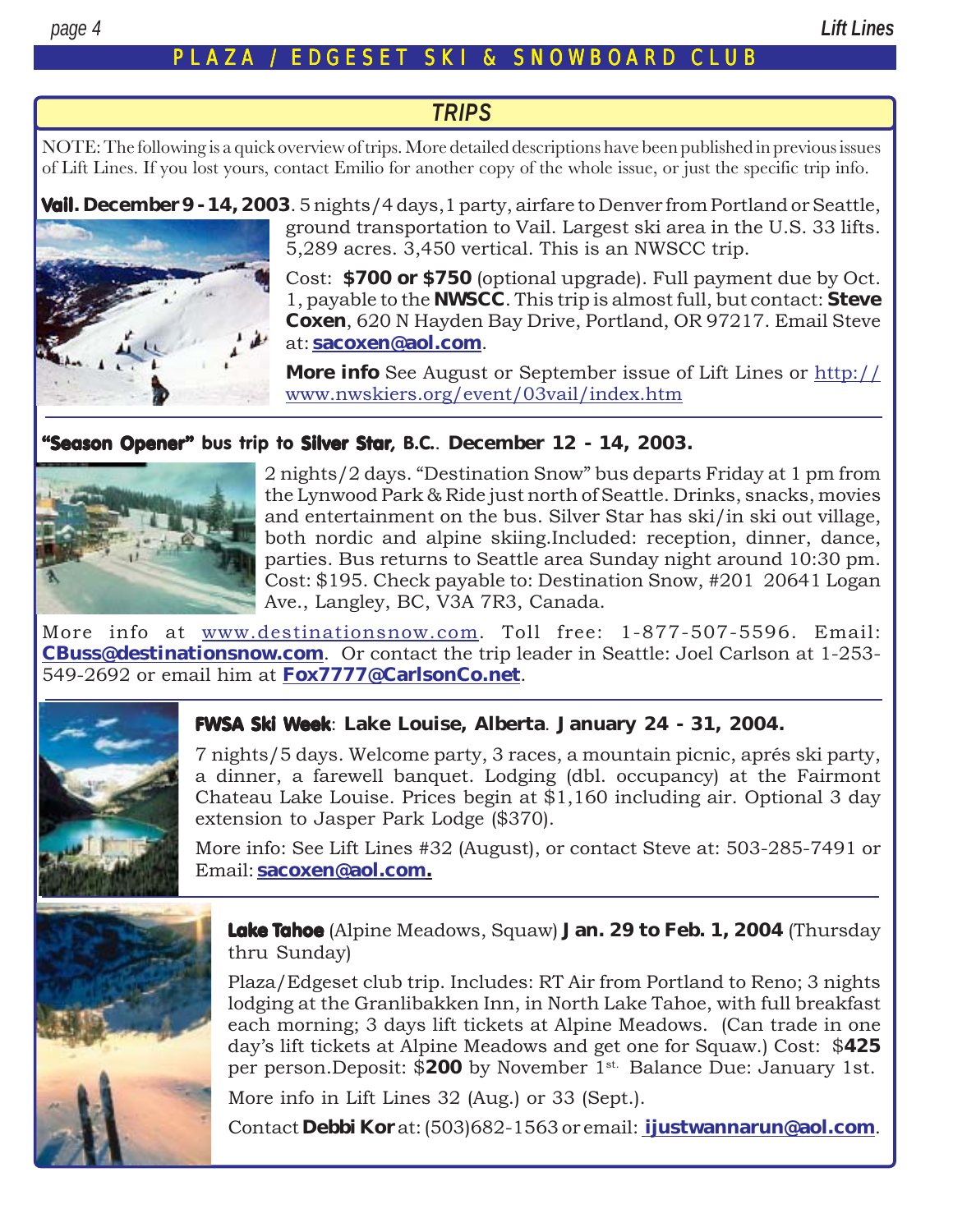## PLAZA / EDGESET SKI & SNOWBOARD CLUB

### TRIPS

NOTE: The following is a quick overview of trips. More detailed descriptions have been published in previous issues of Lift Lines. If you lost yours, contact Emilio for another copy of the whole issue, or just the specific trip info.

**Vail. December 9 - 14, 2003**. 5 nights/4 days, 1 party, airfare to Denver from Portland or Seattle, ground transportation to Vail. Largest ski area in the U.S. 33 lifts. 5,289 acres. 3,450 vertical. This is an NWSCC trip.

Cost: **$700 or $750** (optional upgrade). Full payment due by Oct. 1, payable to the **NWSCC**. This trip is almost full, but contact: **Steve Coxen**, 620 N Hayden Bay Drive, Portland, OR 97217. Email Steve at: **sacoxen@aol.com**.

**More info** See August or September issue of Lift Lines or http://www.nwskiers.org/event/03vail/index.htm

**"Season Opener" bus trip to Silver Star, B.C.. December 12 - 14, 2003.**

2 nights/2 days. "Destination Snow" bus departs Friday at 1 pm from the Lynwood Park & Ride just north of Seattle. Drinks, snacks, movies and entertainment on the bus. Silver Star has ski/in ski out village, both nordic and alpine skiing.Included: reception, dinner, dance, parties. Bus returns to Seattle area Sunday night around 10:30 pm. Cost: $195. Check payable to: Destination Snow, #201 20641 Logan Ave., Langley, BC, V3A 7R3, Canada.

More info at www.destinationsnow.com. Toll free: 1-877-507-5596. Email: **CBuss@destinationsnow.com**. Or contact the trip leader in Seattle: Joel Carlson at 1-253-549-2692 or email him at **Fox7777@CarlsonCo.net**.

**FWSA Ski Week: Lake Louise, Alberta. January 24 - 31, 2004.**

7 nights/5 days. Welcome party, 3 races, a mountain picnic, aprés ski party, a dinner, a farewell banquet. Lodging (dbl. occupancy) at the Fairmont Chateau Lake Louise. Prices begin at $1,160 including air. Optional 3 day extension to Jasper Park Lodge ($370).

More info: See Lift Lines #32 (August), or contact Steve at: 503-285-7491 or Email: **sacoxen@aol.com.**

**Lake Tahoe** (Alpine Meadows, Squaw) **Jan. 29 to Feb. 1, 2004** (Thursday thru Sunday)

Plaza/Edgeset club trip. Includes: RT Air from Portland to Reno; 3 nights lodging at the Granlibakken Inn, in North Lake Tahoe, with full breakfast each morning; 3 days lift tickets at Alpine Meadows. (Can trade in one day's lift tickets at Alpine Meadows and get one for Squaw.) Cost: $**425** per person.Deposit: $**200** by November 1st. Balance Due: January 1st.

More info in Lift Lines 32 (Aug.) or 33 (Sept.).

Contact **Debbi Kor** at: (503)682-1563 or email: **ijustwannarun@aol.com**.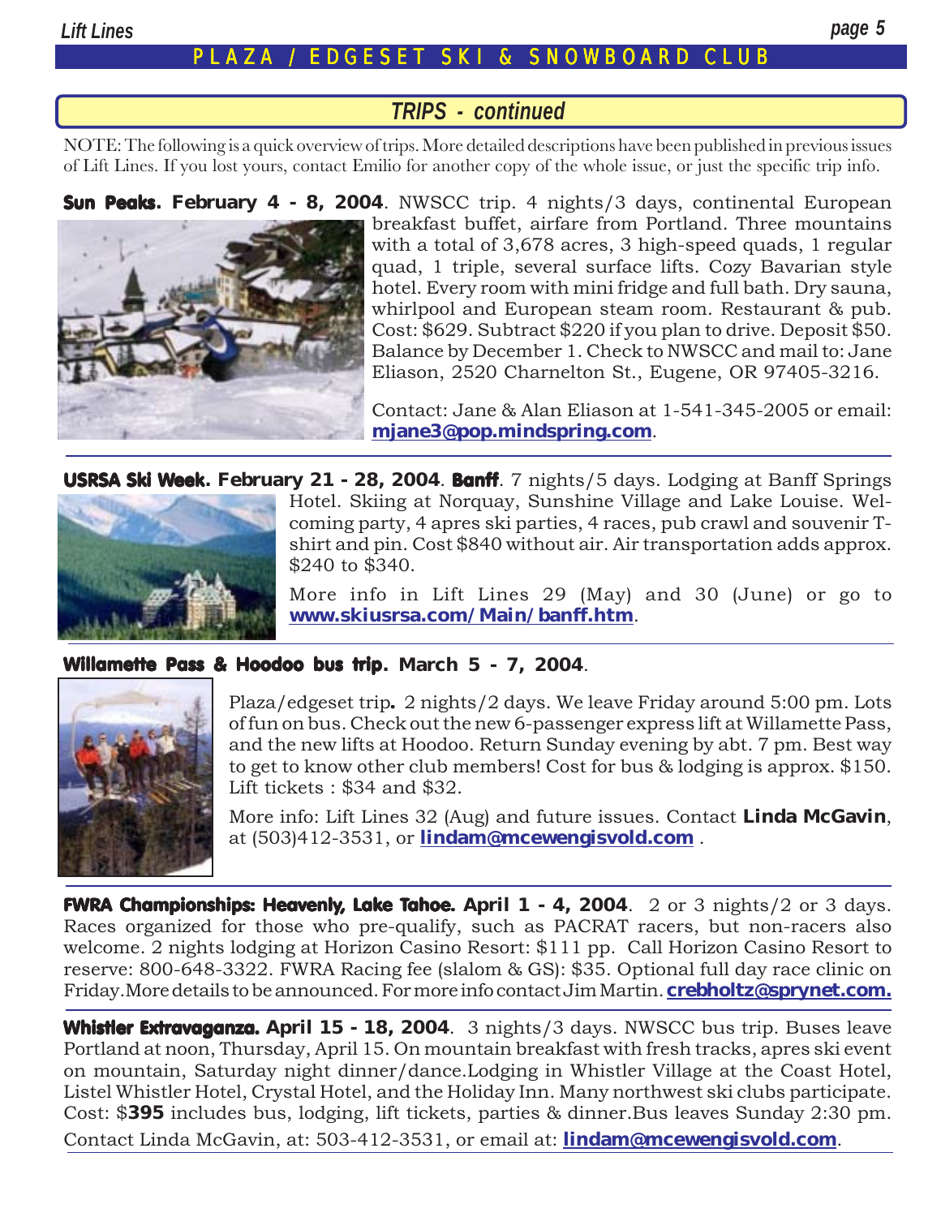## TRIPS - continued

NOTE: The following is a quick overview of trips. More detailed descriptions have been published in previous issues of Lift Lines. If you lost yours, contact Emilio for another copy of the whole issue, or just the specific trip info.

**Sun Peaks. February 4 - 8, 2004**. NWSCC trip. 4 nights/3 days, continental European breakfast buffet, airfare from Portland. Three mountains with a total of 3,678 acres, 3 high-speed quads, 1 regular quad, 1 triple, several surface lifts. Cozy Bavarian style hotel. Every room with mini fridge and full bath. Dry sauna, whirlpool and European steam room. Restaurant & pub. Cost: $629. Subtract $220 if you plan to drive. Deposit $50. Balance by December 1. Check to NWSCC and mail to: Jane Eliason, 2520 Charnelton St., Eugene, OR 97405-3216.

Contact: Jane & Alan Eliason at 1-541-345-2005 or email: **mjane3@pop.mindspring.com**.

---

**USRSA Ski Week. February 21 - 28, 2004**. **Banff**. 7 nights/5 days. Lodging at Banff Springs Hotel. Skiing at Norquay, Sunshine Village and Lake Louise. Welcoming party, 4 apres ski parties, 4 races, pub crawl and souvenir T-shirt and pin. Cost $840 without air. Air transportation adds approx. $240 to $340.

More info in Lift Lines 29 (May) and 30 (June) or go to **www.skiusrsa.com/Main/banff.htm**.

---

**Willamette Pass & Hoodoo bus trip. March 5 - 7, 2004**.

Plaza/edgeset trip**.** 2 nights/2 days. We leave Friday around 5:00 pm. Lots of fun on bus. Check out the new 6-passenger express lift at Willamette Pass, and the new lifts at Hoodoo. Return Sunday evening by abt. 7 pm. Best way to get to know other club members! Cost for bus & lodging is approx. $150. Lift tickets : $34 and $32.

More info: Lift Lines 32 (Aug) and future issues. Contact **Linda McGavin**, at (503)412-3531, or **lindam@mcewengisvold.com** .

---

**FWRA Championships: Heavenly, Lake Tahoe. April 1 - 4, 2004**. 2 or 3 nights/2 or 3 days. Races organized for those who pre-qualify, such as PACRAT racers, but non-racers also welcome. 2 nights lodging at Horizon Casino Resort: $111 pp. Call Horizon Casino Resort to reserve: 800-648-3322. FWRA Racing fee (slalom & GS): $35. Optional full day race clinic on Friday. More details to be announced. For more info contact Jim Martin. **crebholtz@sprynet.com.**

---

**Whistler Extravaganza. April 15 - 18, 2004**. 3 nights/3 days. NWSCC bus trip. Buses leave Portland at noon, Thursday, April 15. On mountain breakfast with fresh tracks, apres ski event on mountain, Saturday night dinner/dance. Lodging in Whistler Village at the Coast Hotel, Listel Whistler Hotel, Crystal Hotel, and the Holiday Inn. Many northwest ski clubs participate. Cost: $**395** includes bus, lodging, lift tickets, parties & dinner. Bus leaves Sunday 2:30 pm.

Contact Linda McGavin, at: 503-412-3531, or email at: **lindam@mcewengisvold.com**.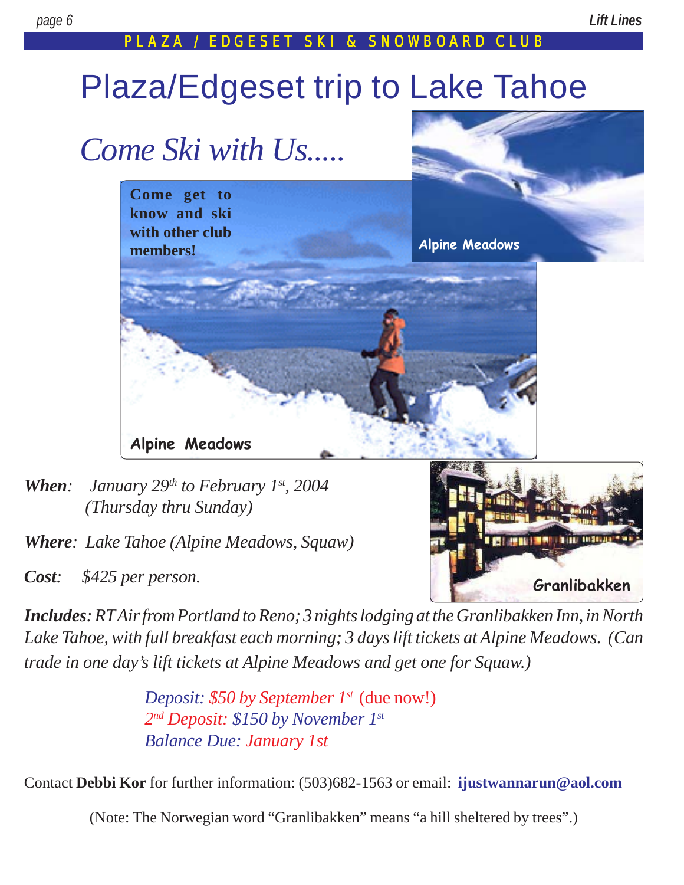PLAZA / EDGESET SKI & SNOWBOARD CLUB

# Plaza/Edgeset trip to Lake Tahoe

## *Come Ski with Us.....*

**Come get to know and ski with other club members!**

Alpine Meadows

Alpine Meadows

***When***: *January 29th to February 1st, 2004 (Thursday thru Sunday)*

***Where***: *Lake Tahoe (Alpine Meadows, Squaw)*

***Cost***: *$425 per person.*

Granlibakken

***Includes***: *RT Air from Portland to Reno; 3 nights lodging at the Granlibakken Inn, in North Lake Tahoe, with full breakfast each morning; 3 days lift tickets at Alpine Meadows. (Can trade in one day's lift tickets at Alpine Meadows and get one for Squaw.)*

*Deposit: $50 by September 1st* (due now!)
*2nd Deposit: $150 by November 1st*
*Balance Due: January 1st*

Contact **Debbi Kor** for further information: (503)682-1563 or email: **ijustwannarun@aol.com**

(Note: The Norwegian word "Granlibakken" means "a hill sheltered by trees".)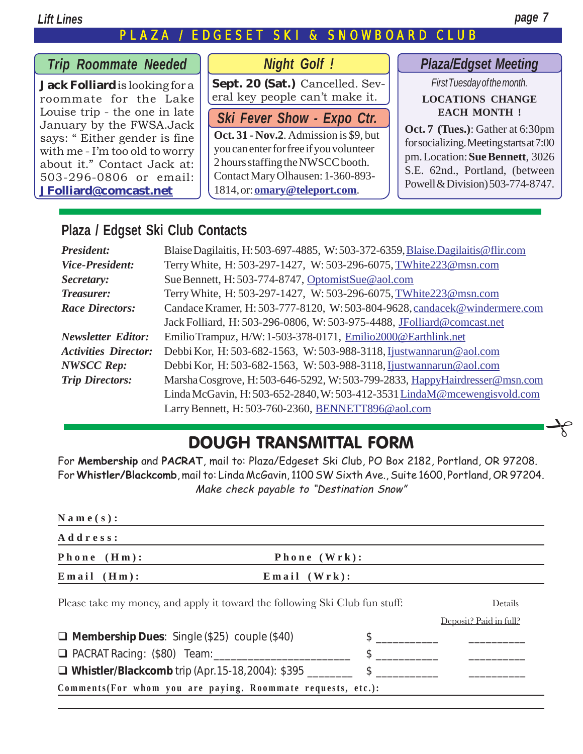## PLAZA / EDGESET SKI & SNOWBOARD CLUB

### Trip Roommate Needed

**Jack Folliard** is looking for a roommate for the Lake Louise trip - the one in late January by the FWSA.Jack says: " Either gender is fine with me - I'm too old to worry about it." Contact Jack at: 503-296-0806 or email: **JFolliard@comcast.net**

### Night Golf !

**Sept. 20 (Sat.)** Cancelled. Several key people can't make it.

### Ski Fever Show - Expo Ctr.

**Oct. 31 - Nov.2**. Admission is $9, but you can enter for free if you volunteer 2 hours staffing the NWSCC booth. Contact Mary Olhausen: 1-360-893-1814, or: **omary@teleport.com**.

### Plaza/Edgset Meeting

*First Tuesday of the month.*

**LOCATIONS CHANGE EACH MONTH !**

**Oct. 7 (Tues.)**: Gather at 6:30pm for socializing. Meeting starts at 7:00 pm. Location: **Sue Bennett**, 3026 S.E. 62nd., Portland, (between Powell & Division) 503-774-8747.

## Plaza / Edgset Ski Club Contacts

| | |
|---|---|
| ***President:*** | Blaise Dagilaitis, H: 503-697-4885, W: 503-372-6359, Blaise.Dagilaitis@flir.com |
| ***Vice-President:*** | Terry White, H: 503-297-1427, W: 503-296-6075, TWhite223@msn.com |
| ***Secretary:*** | Sue Bennett, H: 503-774-8747, OptomistSue@aol.com |
| ***Treasurer:*** | Terry White, H: 503-297-1427, W: 503-296-6075, TWhite223@msn.com |
| ***Race Directors:*** | Candace Kramer, H: 503-777-8120, W: 503-804-9628, candacek@windermere.com |
| | Jack Folliard, H: 503-296-0806, W: 503-975-4488, JFolliard@comcast.net |
| ***Newsletter Editor:*** | Emilio Trampuz, H/W: 1-503-378-0171, Emilio2000@Earthlink.net |
| ***Activities Director:*** | Debbi Kor, H: 503-682-1563, W: 503-988-3118, Ijustwannarun@aol.com |
| ***NWSCC Rep:*** | Debbi Kor, H: 503-682-1563, W: 503-988-3118, Ijustwannarun@aol.com |
| ***Trip Directors:*** | Marsha Cosgrove, H: 503-646-5292, W: 503-799-2833, HappyHairdresser@msn.com |
| | Linda McGavin, H: 503-652-2840, W: 503-412-3531 LindaM@mcewengisvold.com |
| | Larry Bennett, H: 503-760-2360, BENNETT896@aol.com |

## DOUGH TRANSMITTAL FORM

For **Membership** and **PACRAT**, mail to: Plaza/Edgeset Ski Club, PO Box 2182, Portland, OR 97208.
For **Whistler/Blackcomb**, mail to: Linda McGavin, 1100 SW Sixth Ave., Suite 1600, Portland, OR 97204.
*Make check payable to "Destination Snow"*

**Name(s):** ____________________

**Address:** ____________________

**Phone (Hm):** ____________________ **Phone (Wrk):** ____________________

**Email (Hm):** ____________________ **Email (Wrk):** ____________________

Please take my money, and apply it toward the following Ski Club fun stuff:

| | | Details Deposit? Paid in full? |
|---|---|---|
| ❑ **Membership Dues**: Single ($25) couple ($40) | $ __________ | __________ |
| ❑ PACRAT Racing: ($80) Team:______________________ | $ __________ | __________ |
| ❑ **Whistler/Blackcomb** trip (Apr.15-18,2004): $395 _______ | $ __________ | __________ |

**Comments(For whom you are paying. Roommate requests, etc.):** ____________________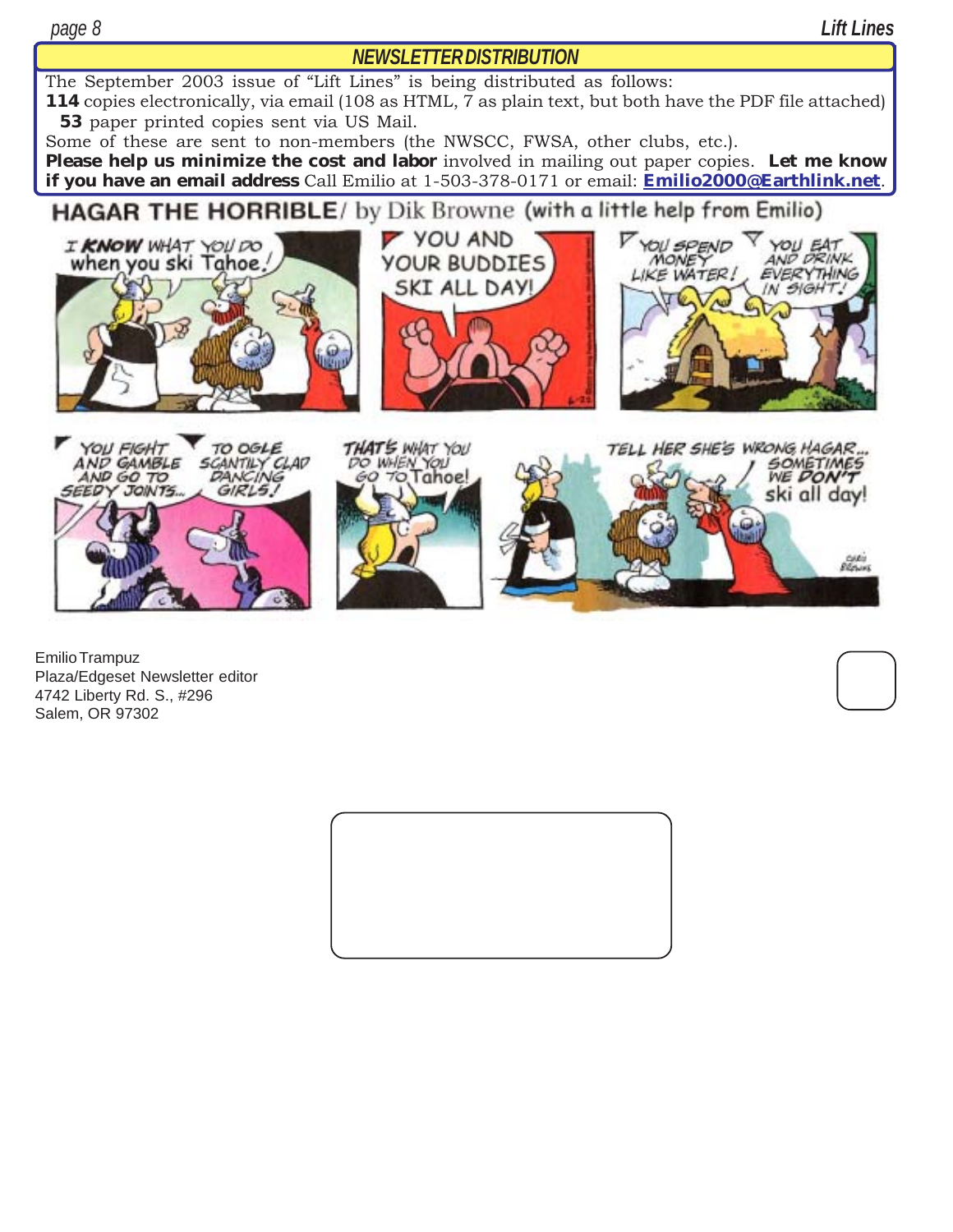## NEWSLETTER DISTRIBUTION

The September 2003 issue of "Lift Lines" is being distributed as follows:

**114** copies electronically, via email (108 as HTML, 7 as plain text, but both have the PDF file attached)

**53** paper printed copies sent via US Mail.

Some of these are sent to non-members (the NWSCC, FWSA, other clubs, etc.).

**Please help us minimize the cost and labor** involved in mailing out paper copies. **Let me know if you have an email address** Call Emilio at 1-503-378-0171 or email: **Emilio2000@Earthlink.net**.

**HAGAR THE HORRIBLE**/ by Dik Browne **(with a little help from Emilio)**

I KNOW WHAT YOU DO when you ski Tahoe!

YOU AND YOUR BUDDIES SKI ALL DAY!

YOU SPEND MONEY LIKE WATER!

YOU EAT AND DRINK EVERYTHING IN SIGHT!

YOU FIGHT AND GAMBLE AND GO TO SEEDY JOINTS...

TO OGLE SCANTILY CLAD DANCING GIRLS!

THAT'S WHAT YOU DO WHEN YOU GO TO Tahoe!

TELL HER SHE'S WRONG HAGAR... SOMETIMES WE DON'T ski all day!

Emilio Trampuz
Plaza/Edgeset Newsletter editor
4742 Liberty Rd. S., #296
Salem, OR 97302